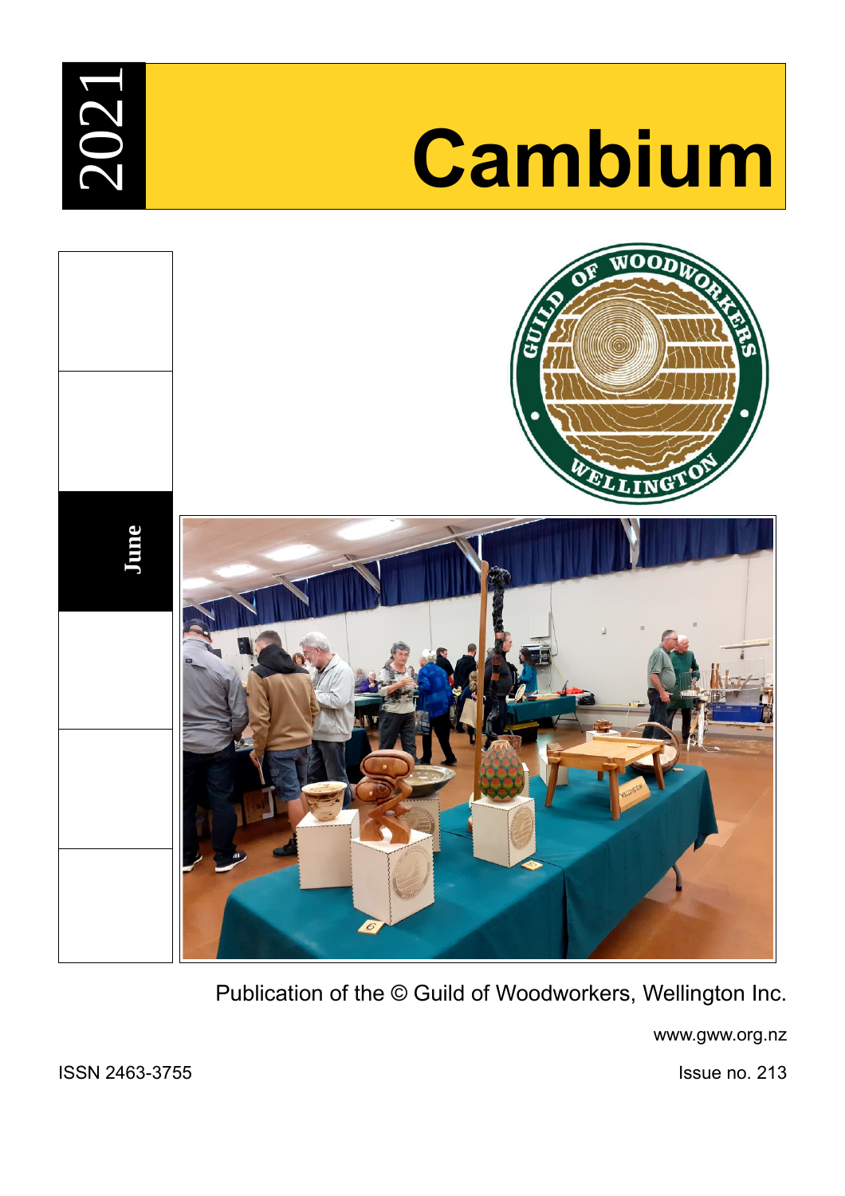2021

# Cambium

June

Publication of the © Guild of Woodworkers, Wellington Inc.

www.gww.org.nz

ISSN 2463-3755

Issue no. 213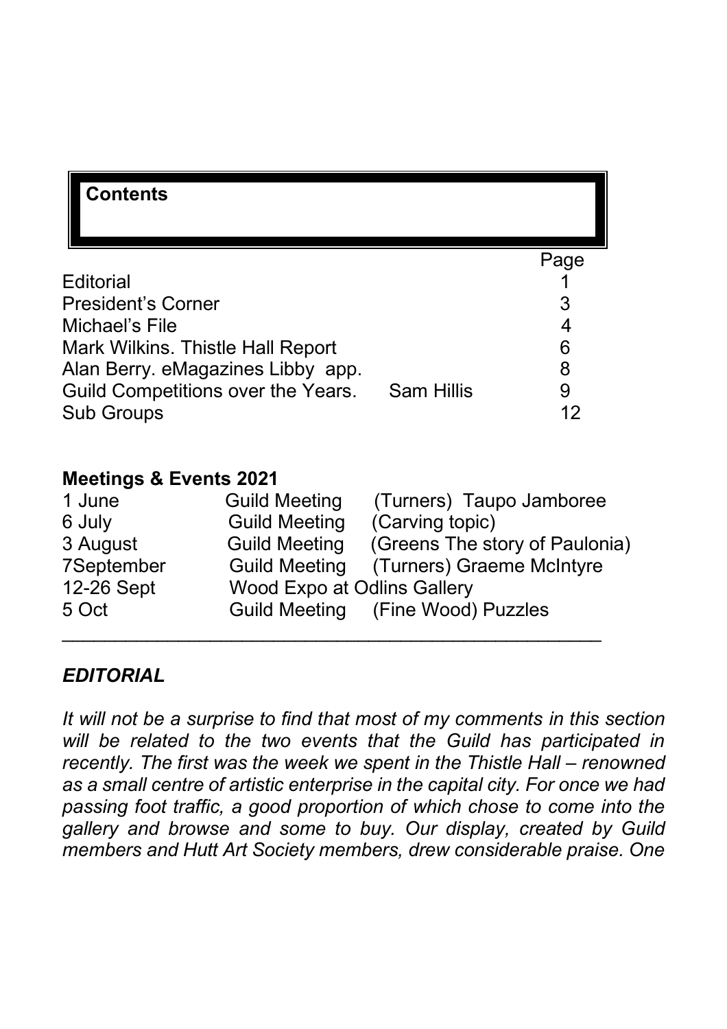## Contents

| | | Page |
|---|---|---|
| Editorial | | 1 |
| President's Corner | | 3 |
| Michael's File | | 4 |
| Mark Wilkins. Thistle Hall Report | | 6 |
| Alan Berry. eMagazines Libby app. | | 8 |
| Guild Competitions over the Years. | Sam Hillis | 9 |
| Sub Groups | | 12 |

**Meetings & Events 2021**

| | | |
|---|---|---|
| 1 June | Guild Meeting | (Turners) Taupo Jamboree |
| 6 July | Guild Meeting | (Carving topic) |
| 3 August | Guild Meeting | (Greens The story of Paulonia) |
| 7September | Guild Meeting | (Turners) Graeme McIntyre |
| 12-26 Sept | Wood Expo at Odlins Gallery | |
| 5 Oct | Guild Meeting | (Fine Wood) Puzzles |

---

## *EDITORIAL*

*It will not be a surprise to find that most of my comments in this section will be related to the two events that the Guild has participated in recently. The first was the week we spent in the Thistle Hall – renowned as a small centre of artistic enterprise in the capital city. For once we had passing foot traffic, a good proportion of which chose to come into the gallery and browse and some to buy. Our display, created by Guild members and Hutt Art Society members, drew considerable praise. One*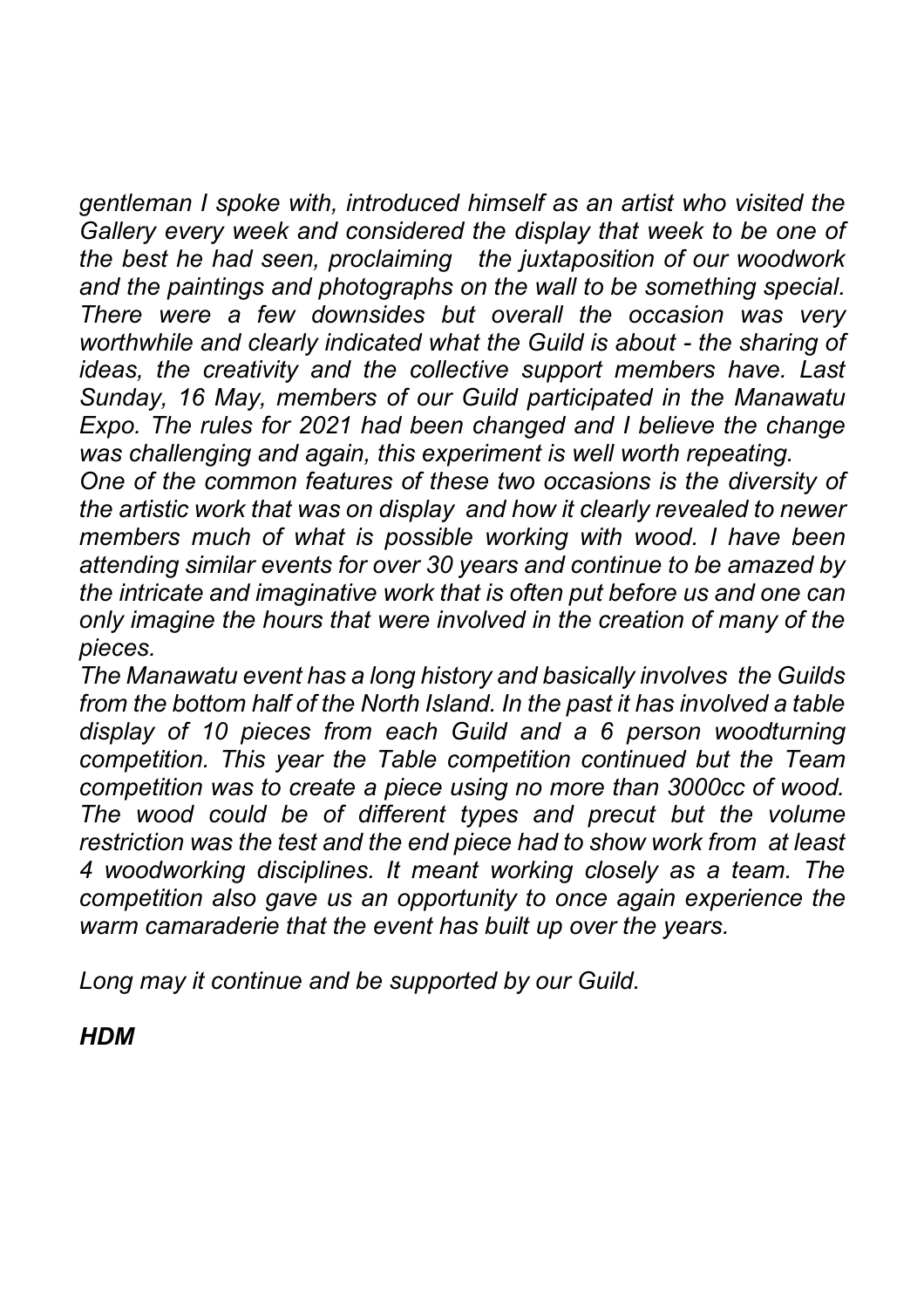*gentleman I spoke with, introduced himself as an artist who visited the Gallery every week and considered the display that week to be one of the best he had seen, proclaiming the juxtaposition of our woodwork and the paintings and photographs on the wall to be something special. There were a few downsides but overall the occasion was very worthwhile and clearly indicated what the Guild is about - the sharing of ideas, the creativity and the collective support members have. Last Sunday, 16 May, members of our Guild participated in the Manawatu Expo. The rules for 2021 had been changed and I believe the change was challenging and again, this experiment is well worth repeating.*

*One of the common features of these two occasions is the diversity of the artistic work that was on display and how it clearly revealed to newer members much of what is possible working with wood. I have been attending similar events for over 30 years and continue to be amazed by the intricate and imaginative work that is often put before us and one can only imagine the hours that were involved in the creation of many of the pieces.*

*The Manawatu event has a long history and basically involves the Guilds from the bottom half of the North Island. In the past it has involved a table display of 10 pieces from each Guild and a 6 person woodturning competition. This year the Table competition continued but the Team competition was to create a piece using no more than 3000cc of wood. The wood could be of different types and precut but the volume restriction was the test and the end piece had to show work from at least 4 woodworking disciplines. It meant working closely as a team. The competition also gave us an opportunity to once again experience the warm camaraderie that the event has built up over the years.*

*Long may it continue and be supported by our Guild.*

***HDM***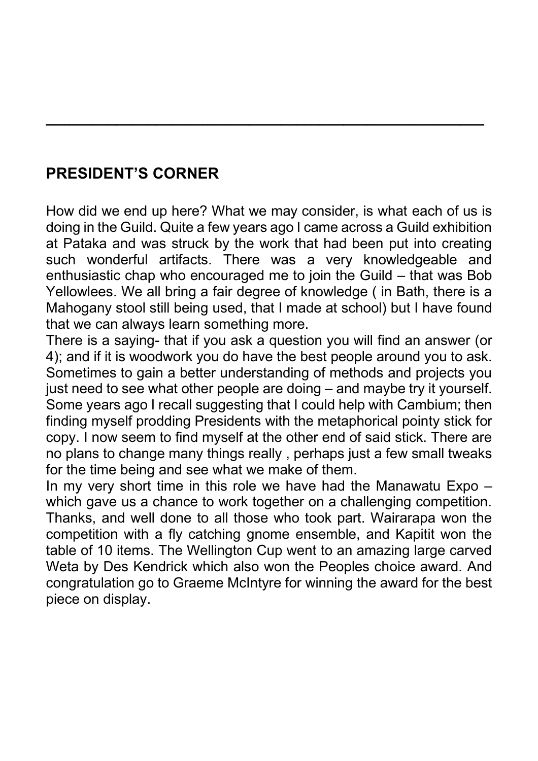---

## PRESIDENT'S CORNER

How did we end up here? What we may consider, is what each of us is doing in the Guild. Quite a few years ago I came across a Guild exhibition at Pataka and was struck by the work that had been put into creating such wonderful artifacts. There was a very knowledgeable and enthusiastic chap who encouraged me to join the Guild – that was Bob Yellowlees. We all bring a fair degree of knowledge ( in Bath, there is a Mahogany stool still being used, that I made at school) but I have found that we can always learn something more.

There is a saying- that if you ask a question you will find an answer (or 4); and if it is woodwork you do have the best people around you to ask. Sometimes to gain a better understanding of methods and projects you just need to see what other people are doing – and maybe try it yourself. Some years ago I recall suggesting that I could help with Cambium; then finding myself prodding Presidents with the metaphorical pointy stick for copy. I now seem to find myself at the other end of said stick. There are no plans to change many things really , perhaps just a few small tweaks for the time being and see what we make of them.

In my very short time in this role we have had the Manawatu Expo – which gave us a chance to work together on a challenging competition. Thanks, and well done to all those who took part. Wairarapa won the competition with a fly catching gnome ensemble, and Kapitit won the table of 10 items. The Wellington Cup went to an amazing large carved Weta by Des Kendrick which also won the Peoples choice award. And congratulation go to Graeme McIntyre for winning the award for the best piece on display.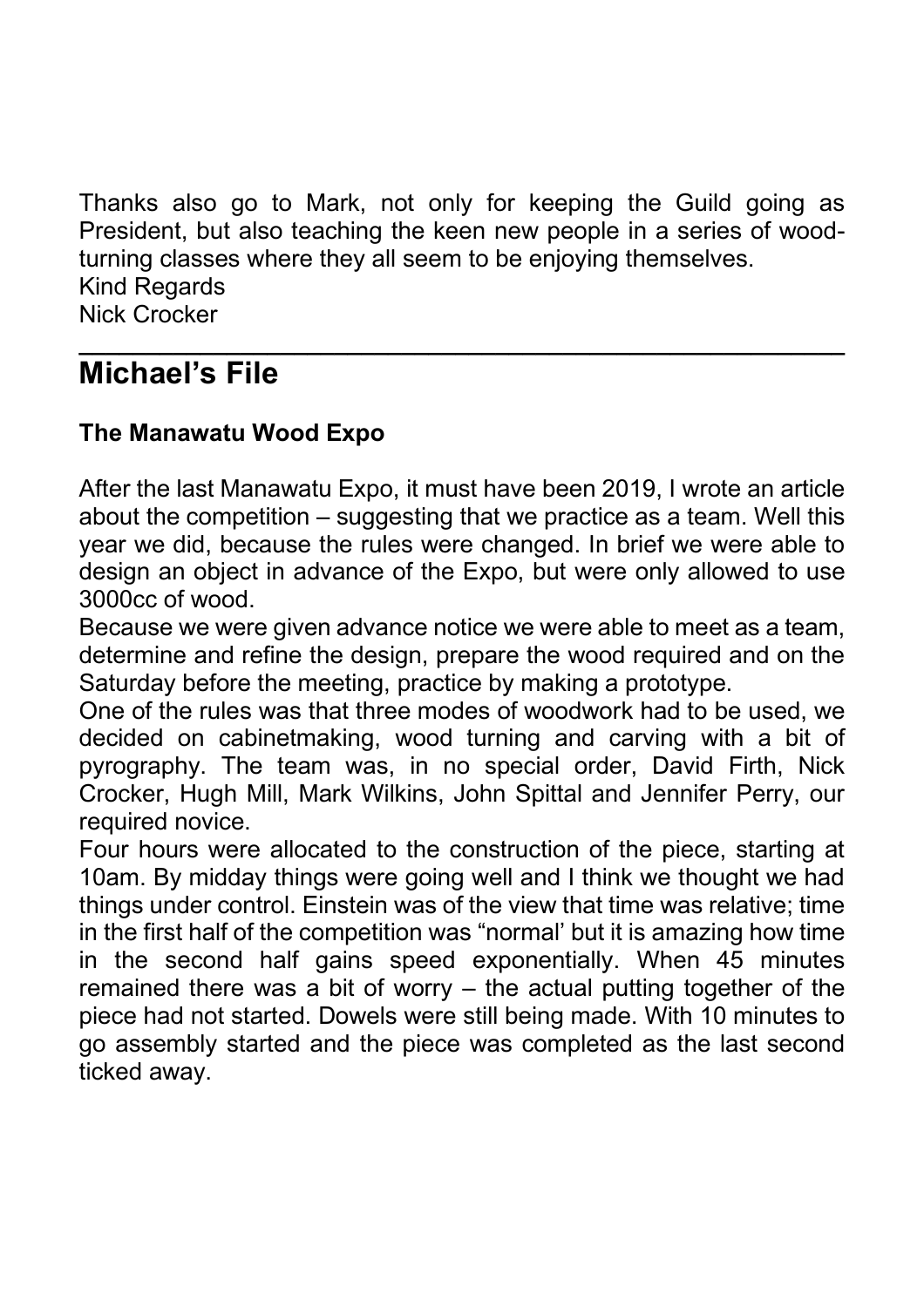Thanks also go to Mark, not only for keeping the Guild going as President, but also teaching the keen new people in a series of wood-turning classes where they all seem to be enjoying themselves.
Kind Regards
Nick Crocker

---

## Michael's File

**The Manawatu Wood Expo**

After the last Manawatu Expo, it must have been 2019, I wrote an article about the competition – suggesting that we practice as a team. Well this year we did, because the rules were changed. In brief we were able to design an object in advance of the Expo, but were only allowed to use 3000cc of wood.
Because we were given advance notice we were able to meet as a team, determine and refine the design, prepare the wood required and on the Saturday before the meeting, practice by making a prototype.
One of the rules was that three modes of woodwork had to be used, we decided on cabinetmaking, wood turning and carving with a bit of pyrography. The team was, in no special order, David Firth, Nick Crocker, Hugh Mill, Mark Wilkins, John Spittal and Jennifer Perry, our required novice.
Four hours were allocated to the construction of the piece, starting at 10am. By midday things were going well and I think we thought we had things under control. Einstein was of the view that time was relative; time in the first half of the competition was "normal' but it is amazing how time in the second half gains speed exponentially. When 45 minutes remained there was a bit of worry – the actual putting together of the piece had not started. Dowels were still being made. With 10 minutes to go assembly started and the piece was completed as the last second ticked away.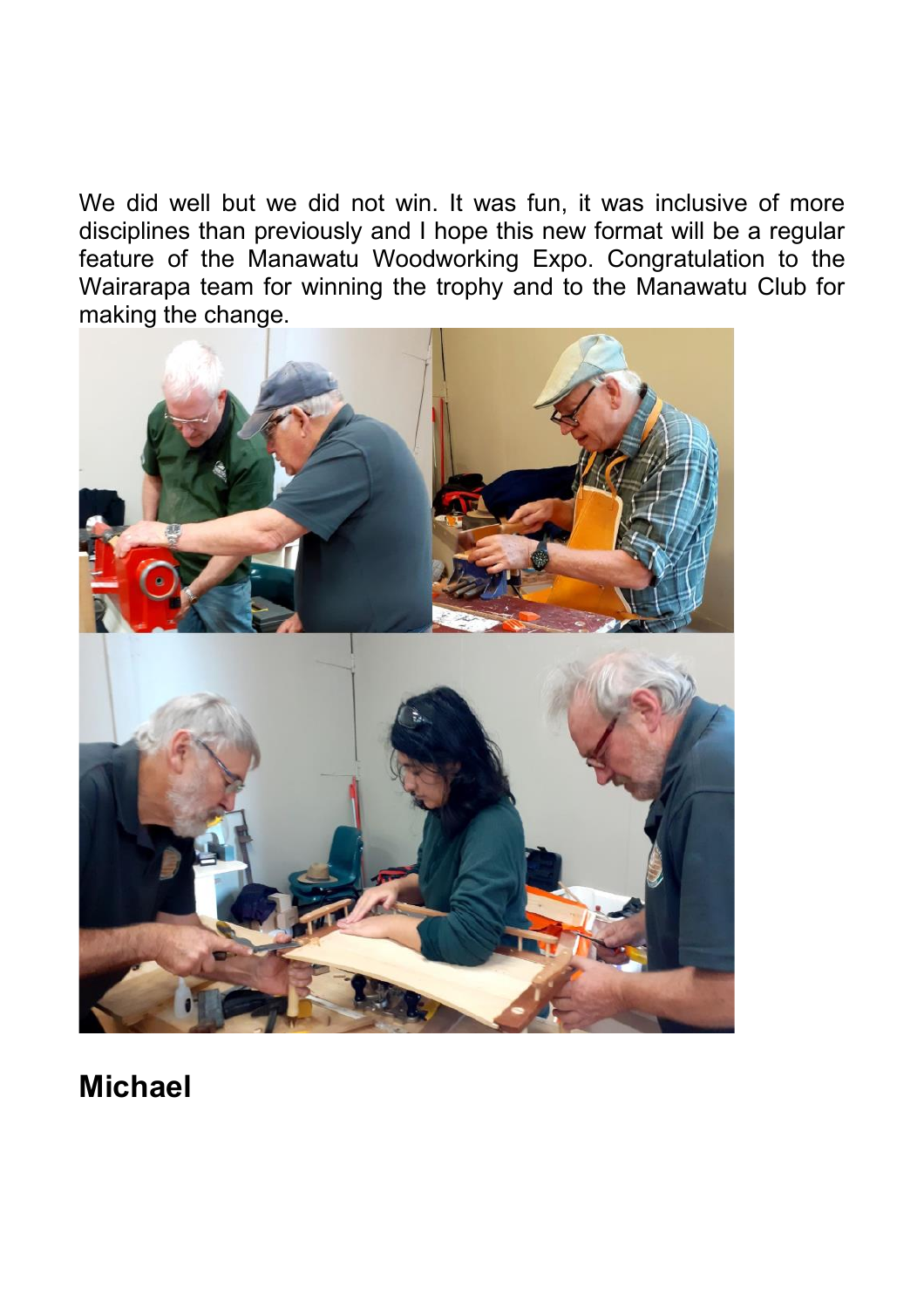We did well but we did not win. It was fun, it was inclusive of more disciplines than previously and I hope this new format will be a regular feature of the Manawatu Woodworking Expo. Congratulation to the Wairarapa team for winning the trophy and to the Manawatu Club for making the change.

## Michael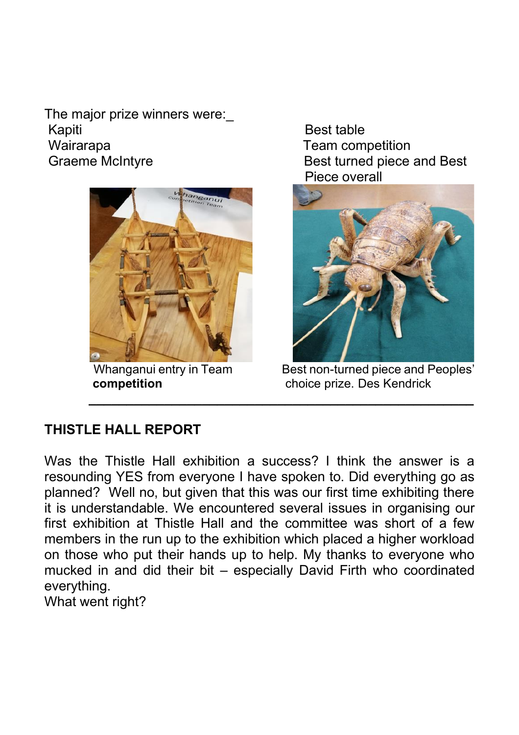The major prize winners were:_

| | |
|---|---|
| Kapiti | Best table |
| Wairarapa | Team competition |
| Graeme McIntyre | Best turned piece and Best Piece overall |

Whanganui entry in Team **competition**

Best non-turned piece and Peoples' choice prize. Des Kendrick

---

## THISTLE HALL REPORT

Was the Thistle Hall exhibition a success? I think the answer is a resounding YES from everyone I have spoken to. Did everything go as planned? Well no, but given that this was our first time exhibiting there it is understandable. We encountered several issues in organising our first exhibition at Thistle Hall and the committee was short of a few members in the run up to the exhibition which placed a higher workload on those who put their hands up to help. My thanks to everyone who mucked in and did their bit – especially David Firth who coordinated everything.

What went right?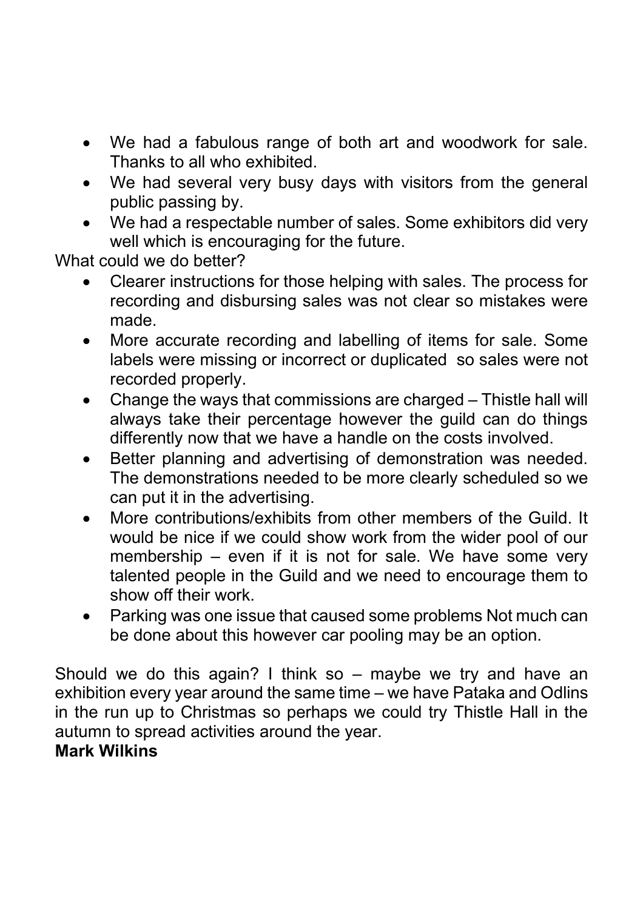- We had a fabulous range of both art and woodwork for sale. Thanks to all who exhibited.
- We had several very busy days with visitors from the general public passing by.
- We had a respectable number of sales. Some exhibitors did very well which is encouraging for the future.

What could we do better?

- Clearer instructions for those helping with sales. The process for recording and disbursing sales was not clear so mistakes were made.
- More accurate recording and labelling of items for sale. Some labels were missing or incorrect or duplicated so sales were not recorded properly.
- Change the ways that commissions are charged – Thistle hall will always take their percentage however the guild can do things differently now that we have a handle on the costs involved.
- Better planning and advertising of demonstration was needed. The demonstrations needed to be more clearly scheduled so we can put it in the advertising.
- More contributions/exhibits from other members of the Guild. It would be nice if we could show work from the wider pool of our membership – even if it is not for sale. We have some very talented people in the Guild and we need to encourage them to show off their work.
- Parking was one issue that caused some problems Not much can be done about this however car pooling may be an option.

Should we do this again? I think so – maybe we try and have an exhibition every year around the same time – we have Pataka and Odlins in the run up to Christmas so perhaps we could try Thistle Hall in the autumn to spread activities around the year.

**Mark Wilkins**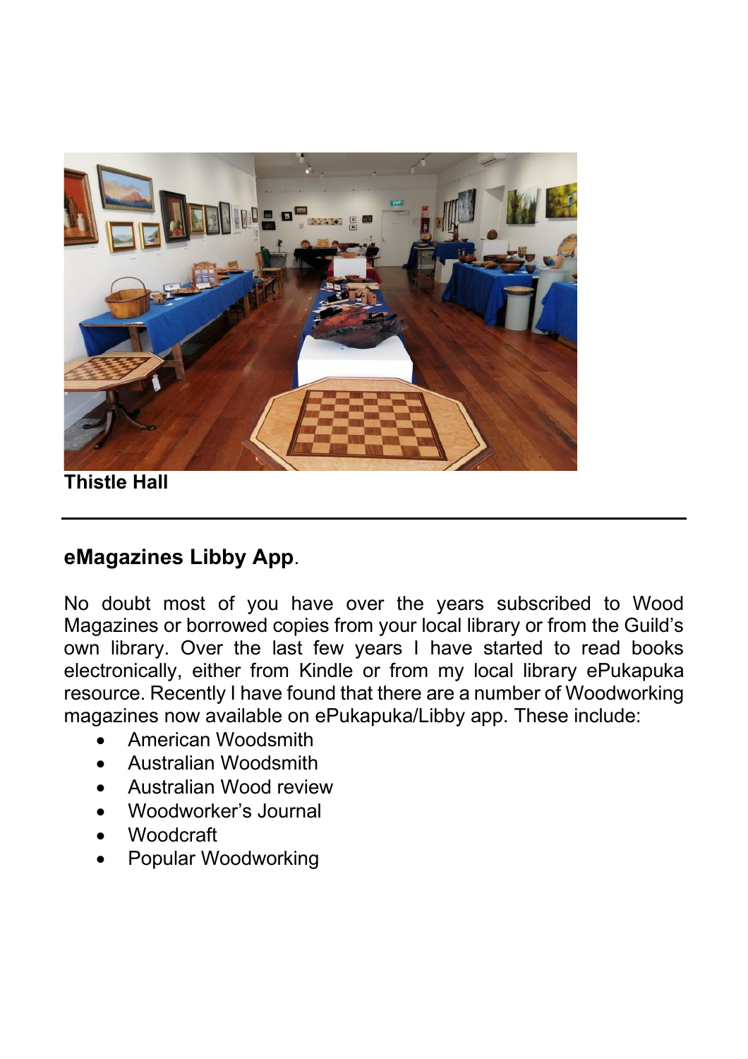**Thistle Hall**

---

## eMagazines Libby App.

No doubt most of you have over the years subscribed to Wood Magazines or borrowed copies from your local library or from the Guild's own library. Over the last few years I have started to read books electronically, either from Kindle or from my local library ePukapuka resource. Recently I have found that there are a number of Woodworking magazines now available on ePukapuka/Libby app. These include:

- American Woodsmith
- Australian Woodsmith
- Australian Wood review
- Woodworker's Journal
- Woodcraft
- Popular Woodworking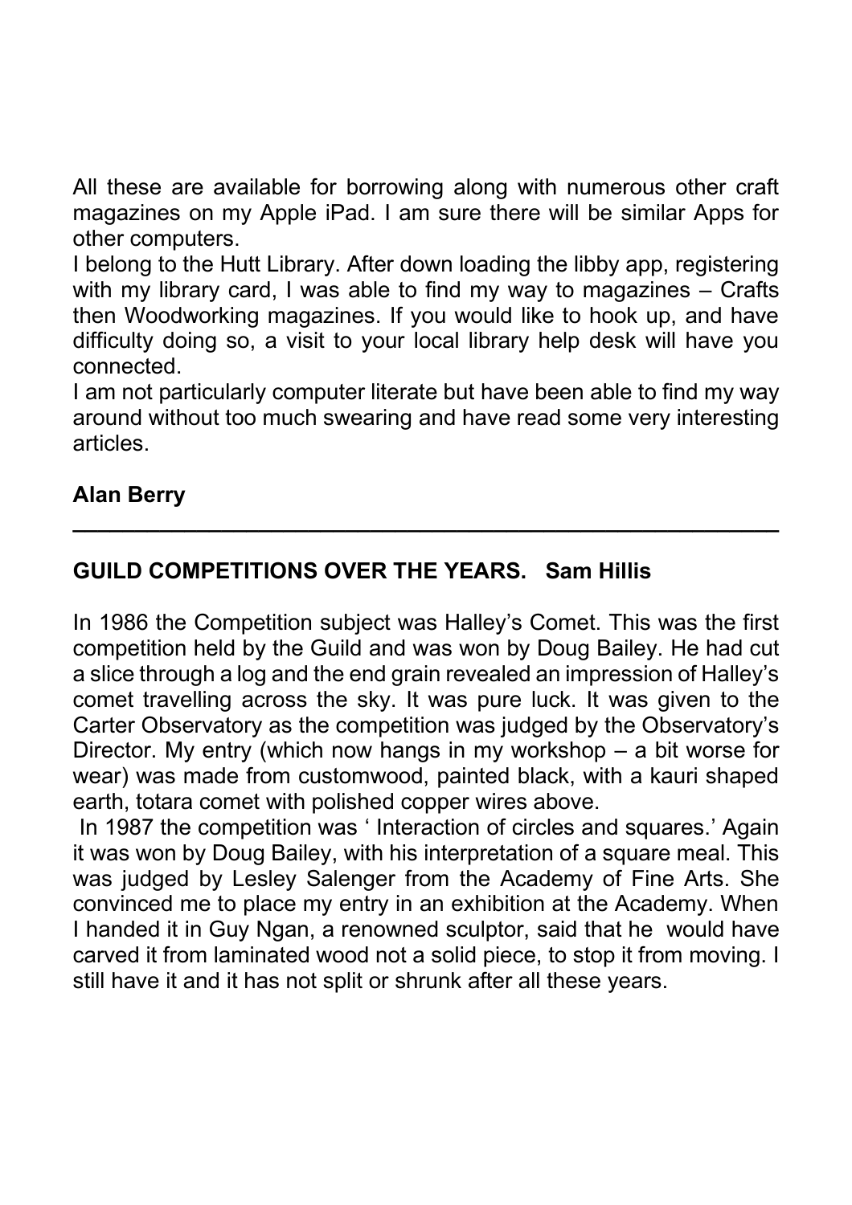All these are available for borrowing along with numerous other craft magazines on my Apple iPad. I am sure there will be similar Apps for other computers.

I belong to the Hutt Library. After down loading the libby app, registering with my library card, I was able to find my way to magazines – Crafts then Woodworking magazines. If you would like to hook up, and have difficulty doing so, a visit to your local library help desk will have you connected.

I am not particularly computer literate but have been able to find my way around without too much swearing and have read some very interesting articles.

**Alan Berry**

---

**GUILD COMPETITIONS OVER THE YEARS. Sam Hillis**

In 1986 the Competition subject was Halley's Comet. This was the first competition held by the Guild and was won by Doug Bailey. He had cut a slice through a log and the end grain revealed an impression of Halley's comet travelling across the sky. It was pure luck. It was given to the Carter Observatory as the competition was judged by the Observatory's Director. My entry (which now hangs in my workshop – a bit worse for wear) was made from customwood, painted black, with a kauri shaped earth, totara comet with polished copper wires above.

In 1987 the competition was ' Interaction of circles and squares.' Again it was won by Doug Bailey, with his interpretation of a square meal. This was judged by Lesley Salenger from the Academy of Fine Arts. She convinced me to place my entry in an exhibition at the Academy. When I handed it in Guy Ngan, a renowned sculptor, said that he would have carved it from laminated wood not a solid piece, to stop it from moving. I still have it and it has not split or shrunk after all these years.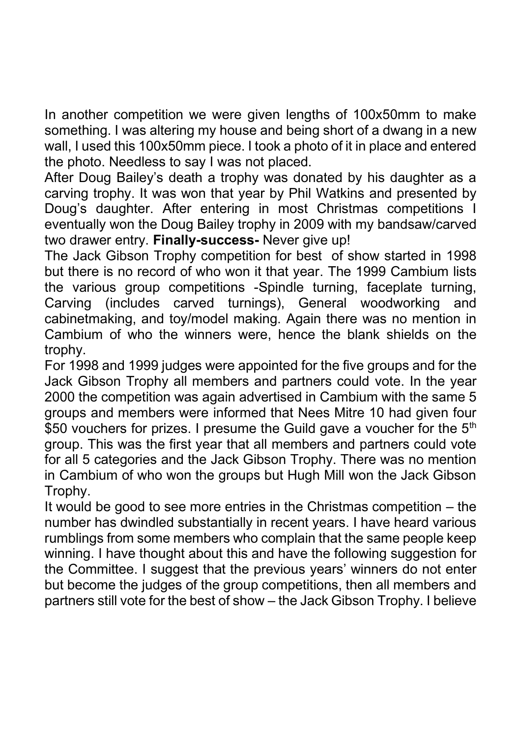In another competition we were given lengths of 100x50mm to make something. I was altering my house and being short of a dwang in a new wall, I used this 100x50mm piece. I took a photo of it in place and entered the photo. Needless to say I was not placed.

After Doug Bailey's death a trophy was donated by his daughter as a carving trophy. It was won that year by Phil Watkins and presented by Doug's daughter. After entering in most Christmas competitions I eventually won the Doug Bailey trophy in 2009 with my bandsaw/carved two drawer entry. **Finally-success-** Never give up!

The Jack Gibson Trophy competition for best of show started in 1998 but there is no record of who won it that year. The 1999 Cambium lists the various group competitions -Spindle turning, faceplate turning, Carving (includes carved turnings), General woodworking and cabinetmaking, and toy/model making. Again there was no mention in Cambium of who the winners were, hence the blank shields on the trophy.

For 1998 and 1999 judges were appointed for the five groups and for the Jack Gibson Trophy all members and partners could vote. In the year 2000 the competition was again advertised in Cambium with the same 5 groups and members were informed that Nees Mitre 10 had given four $50 vouchers for prizes. I presume the Guild gave a voucher for the 5th group. This was the first year that all members and partners could vote for all 5 categories and the Jack Gibson Trophy. There was no mention in Cambium of who won the groups but Hugh Mill won the Jack Gibson Trophy.

It would be good to see more entries in the Christmas competition – the number has dwindled substantially in recent years. I have heard various rumblings from some members who complain that the same people keep winning. I have thought about this and have the following suggestion for the Committee. I suggest that the previous years' winners do not enter but become the judges of the group competitions, then all members and partners still vote for the best of show – the Jack Gibson Trophy. I believe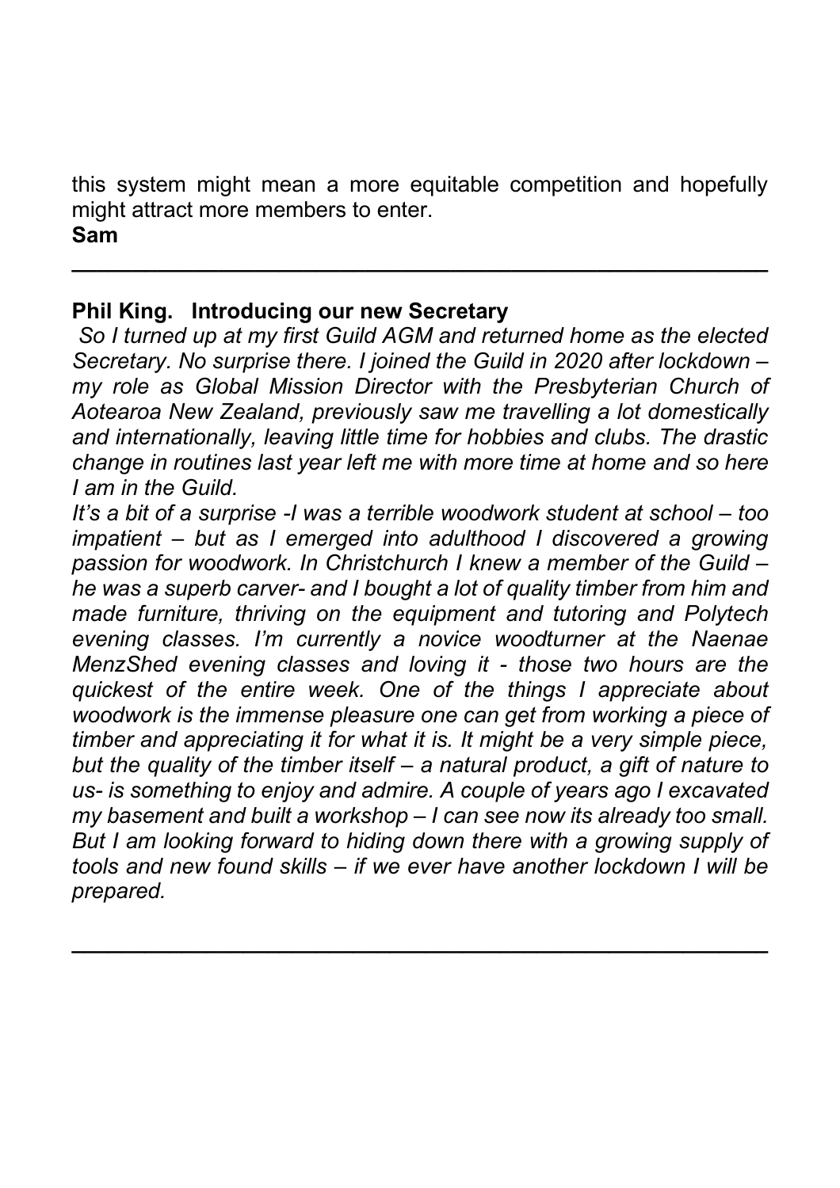this system might mean a more equitable competition and hopefully might attract more members to enter.

**Sam**

---

**Phil King. Introducing our new Secretary**

*So I turned up at my first Guild AGM and returned home as the elected Secretary. No surprise there. I joined the Guild in 2020 after lockdown – my role as Global Mission Director with the Presbyterian Church of Aotearoa New Zealand, previously saw me travelling a lot domestically and internationally, leaving little time for hobbies and clubs. The drastic change in routines last year left me with more time at home and so here I am in the Guild.*

*It's a bit of a surprise -I was a terrible woodwork student at school – too impatient – but as I emerged into adulthood I discovered a growing passion for woodwork. In Christchurch I knew a member of the Guild – he was a superb carver- and I bought a lot of quality timber from him and made furniture, thriving on the equipment and tutoring and Polytech evening classes. I'm currently a novice woodturner at the Naenae MenzShed evening classes and loving it - those two hours are the quickest of the entire week. One of the things I appreciate about woodwork is the immense pleasure one can get from working a piece of timber and appreciating it for what it is. It might be a very simple piece, but the quality of the timber itself – a natural product, a gift of nature to us- is something to enjoy and admire. A couple of years ago I excavated my basement and built a workshop – I can see now its already too small. But I am looking forward to hiding down there with a growing supply of tools and new found skills – if we ever have another lockdown I will be prepared.*

---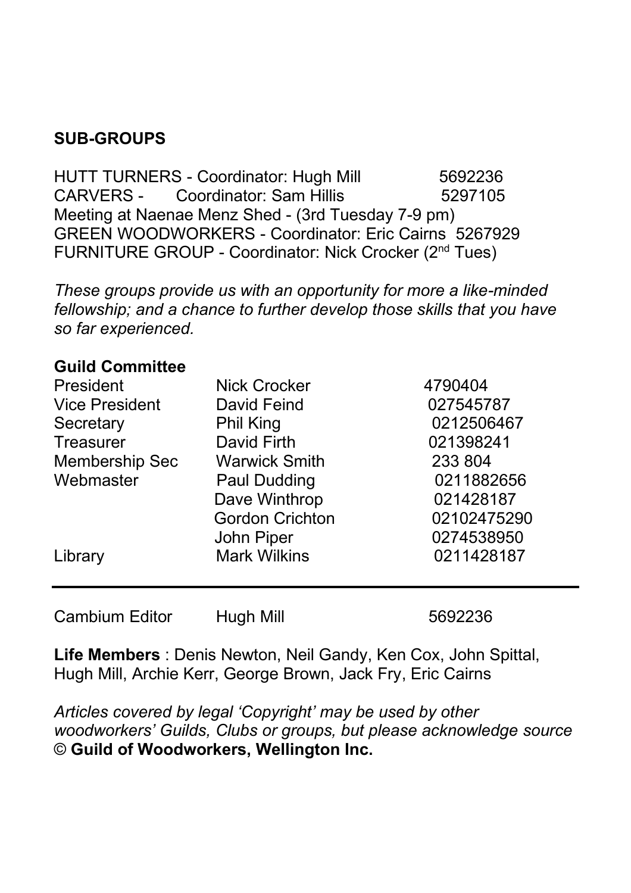**SUB-GROUPS**

HUTT TURNERS - Coordinator: Hugh Mill 5692236
CARVERS - Coordinator: Sam Hillis 5297105
Meeting at Naenae Menz Shed - (3rd Tuesday 7-9 pm)
GREEN WOODWORKERS - Coordinator: Eric Cairns 5267929
FURNITURE GROUP - Coordinator: Nick Crocker (2nd Tues)

*These groups provide us with an opportunity for more a like-minded fellowship; and a chance to further develop those skills that you have so far experienced.*

**Guild Committee**

| | | |
|---|---|---|
| President | Nick Crocker | 4790404 |
| Vice President | David Feind | 027545787 |
| Secretary | Phil King | 0212506467 |
| Treasurer | David Firth | 021398241 |
| Membership Sec | Warwick Smith | 233 804 |
| Webmaster | Paul Dudding | 0211882656 |
| | Dave Winthrop | 021428187 |
| | Gordon Crichton | 02102475290 |
| | John Piper | 0274538950 |
| Library | Mark Wilkins | 0211428187 |

---

Cambium Editor Hugh Mill 5692236

**Life Members** : Denis Newton, Neil Gandy, Ken Cox, John Spittal, Hugh Mill, Archie Kerr, George Brown, Jack Fry, Eric Cairns

*Articles covered by legal 'Copyright' may be used by other woodworkers' Guilds, Clubs or groups, but please acknowledge source*
© **Guild of Woodworkers, Wellington Inc.**